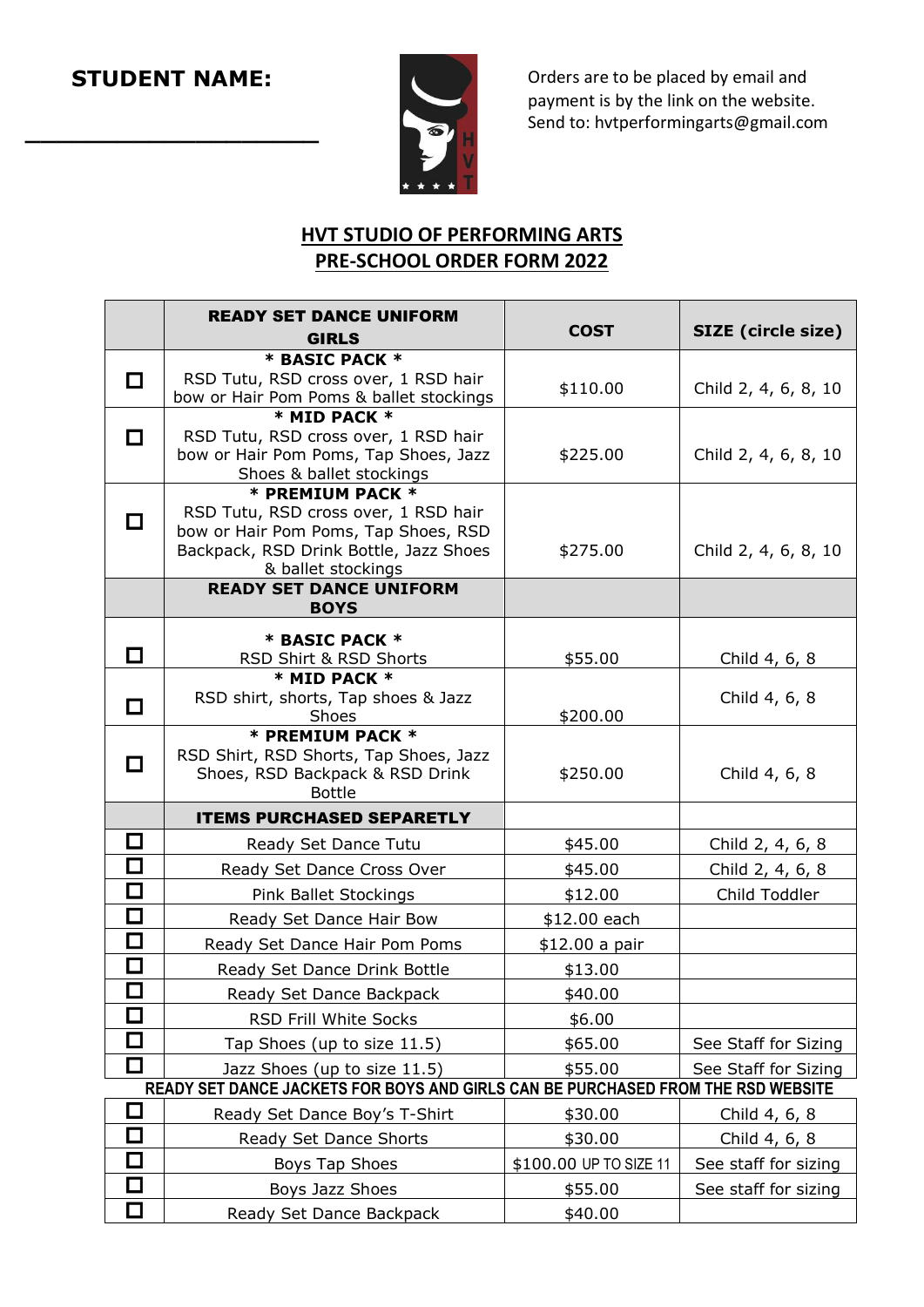**STUDENT NAME:**

\_\_\_\_\_\_\_\_\_\_\_\_\_\_\_\_\_\_\_\_\_\_

Orders are to be placed by email and payment is by the link on the website. Send to: hvtperformingarts@gmail.com

## HVT STUDIO OF PERFORMING ARTS
## PRE-SCHOOL ORDER FORM 2022

| | **READY SET DANCE UNIFORM GIRLS** | **COST** | **SIZE (circle size)** |
|---|---|---|---|
| ☐ | **\* BASIC PACK \***<br>RSD Tutu, RSD cross over, 1 RSD hair bow or Hair Pom Poms & ballet stockings | $110.00 | Child 2, 4, 6, 8, 10 |
| ☐ | **\* MID PACK \***<br>RSD Tutu, RSD cross over, 1 RSD hair bow or Hair Pom Poms, Tap Shoes, Jazz Shoes & ballet stockings | $225.00 | Child 2, 4, 6, 8, 10 |
| ☐ | **\* PREMIUM PACK \***<br>RSD Tutu, RSD cross over, 1 RSD hair bow or Hair Pom Poms, Tap Shoes, RSD Backpack, RSD Drink Bottle, Jazz Shoes & ballet stockings | $275.00 | Child 2, 4, 6, 8, 10 |
| | **READY SET DANCE UNIFORM BOYS** | | |
| ☐ | **\* BASIC PACK \***<br>RSD Shirt & RSD Shorts | $55.00 | Child 4, 6, 8 |
| ☐ | **\* MID PACK \***<br>RSD shirt, shorts, Tap shoes & Jazz Shoes | $200.00 | Child 4, 6, 8 |
| ☐ | **\* PREMIUM PACK \***<br>RSD Shirt, RSD Shorts, Tap Shoes, Jazz Shoes, RSD Backpack & RSD Drink Bottle | $250.00 | Child 4, 6, 8 |
| | **ITEMS PURCHASED SEPARETLY** | | |
| ☐ | Ready Set Dance Tutu | $45.00 | Child 2, 4, 6, 8 |
| ☐ | Ready Set Dance Cross Over | $45.00 | Child 2, 4, 6, 8 |
| ☐ | Pink Ballet Stockings | $12.00 | Child Toddler |
| ☐ | Ready Set Dance Hair Bow | $12.00 each | |
| ☐ | Ready Set Dance Hair Pom Poms | $12.00 a pair | |
| ☐ | Ready Set Dance Drink Bottle | $13.00 | |
| ☐ | Ready Set Dance Backpack | $40.00 | |
| ☐ | RSD Frill White Socks | $6.00 | |
| ☐ | Tap Shoes (up to size 11.5) | $65.00 | See Staff for Sizing |
| ☐ | Jazz Shoes (up to size 11.5) | $55.00 | See Staff for Sizing |
| **READY SET DANCE JACKETS FOR BOYS AND GIRLS CAN BE PURCHASED FROM THE RSD WEBSITE** | | | |
| ☐ | Ready Set Dance Boy's T-Shirt | $30.00 | Child 4, 6, 8 |
| ☐ | Ready Set Dance Shorts | $30.00 | Child 4, 6, 8 |
| ☐ | Boys Tap Shoes | $100.00 UP TO SIZE 11 | See staff for sizing |
| ☐ | Boys Jazz Shoes | $55.00 | See staff for sizing |
| ☐ | Ready Set Dance Backpack | $40.00 | |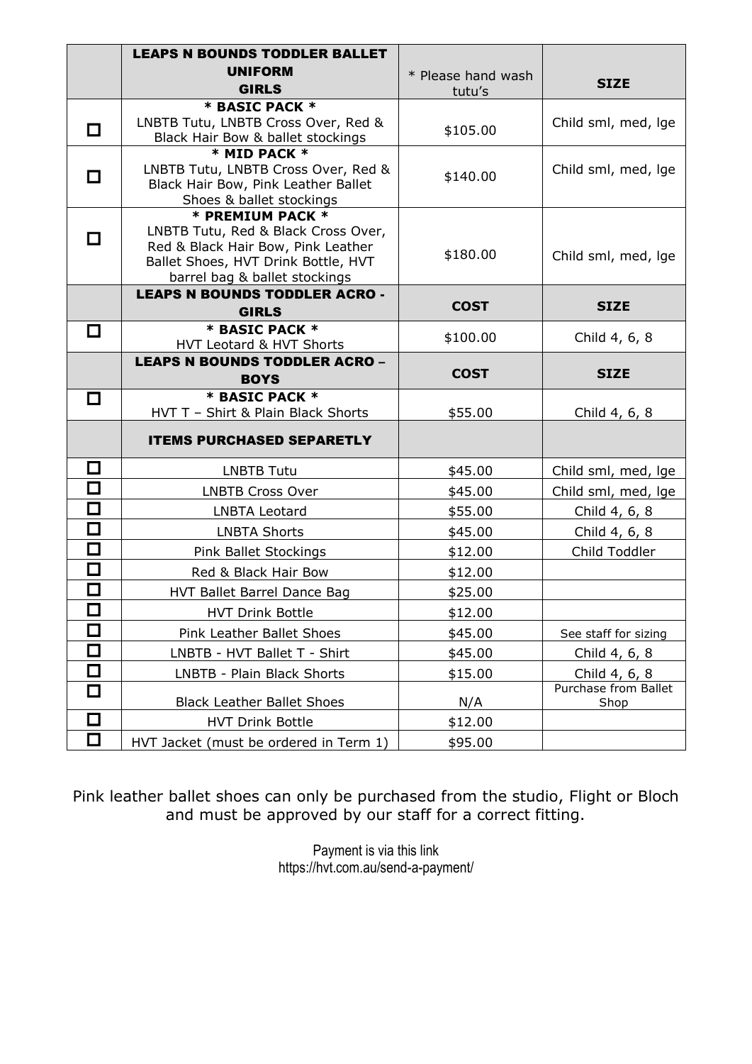| | LEAPS N BOUNDS TODDLER BALLET UNIFORM GIRLS | * Please hand wash tutu's | SIZE |
|---|---|---|---|
| ☐ | * BASIC PACK * LNBTB Tutu, LNBTB Cross Over, Red & Black Hair Bow & ballet stockings | $105.00 | Child sml, med, lge |
| ☐ | * MID PACK * LNBTB Tutu, LNBTB Cross Over, Red & Black Hair Bow, Pink Leather Ballet Shoes & ballet stockings | $140.00 | Child sml, med, lge |
| ☐ | * PREMIUM PACK * LNBTB Tutu, Red & Black Cross Over, Red & Black Hair Bow, Pink Leather Ballet Shoes, HVT Drink Bottle, HVT barrel bag & ballet stockings | $180.00 | Child sml, med, lge |
| | **LEAPS N BOUNDS TODDLER ACRO - GIRLS** | **COST** | **SIZE** |
| ☐ | * BASIC PACK * HVT Leotard & HVT Shorts | $100.00 | Child 4, 6, 8 |
| | **LEAPS N BOUNDS TODDLER ACRO – BOYS** | **COST** | **SIZE** |
| ☐ | * BASIC PACK * HVT T – Shirt & Plain Black Shorts | $55.00 | Child 4, 6, 8 |
| | **ITEMS PURCHASED SEPARETLY** | | |
| ☐ | LNBTB Tutu | $45.00 | Child sml, med, lge |
| ☐ | LNBTB Cross Over | $45.00 | Child sml, med, lge |
| ☐ | LNBTA Leotard | $55.00 | Child 4, 6, 8 |
| ☐ | LNBTA Shorts | $45.00 | Child 4, 6, 8 |
| ☐ | Pink Ballet Stockings | $12.00 | Child Toddler |
| ☐ | Red & Black Hair Bow | $12.00 | |
| ☐ | HVT Ballet Barrel Dance Bag | $25.00 | |
| ☐ | HVT Drink Bottle | $12.00 | |
| ☐ | Pink Leather Ballet Shoes | $45.00 | See staff for sizing |
| ☐ | LNBTB - HVT Ballet T - Shirt | $45.00 | Child 4, 6, 8 |
| ☐ | LNBTB - Plain Black Shorts | $15.00 | Child 4, 6, 8 |
| ☐ | Black Leather Ballet Shoes | N/A | Purchase from Ballet Shop |
| ☐ | HVT Drink Bottle | $12.00 | |
| ☐ | HVT Jacket (must be ordered in Term 1) | $95.00 | |

Pink leather ballet shoes can only be purchased from the studio, Flight or Bloch and must be approved by our staff for a correct fitting.

Payment is via this link
https://hvt.com.au/send-a-payment/